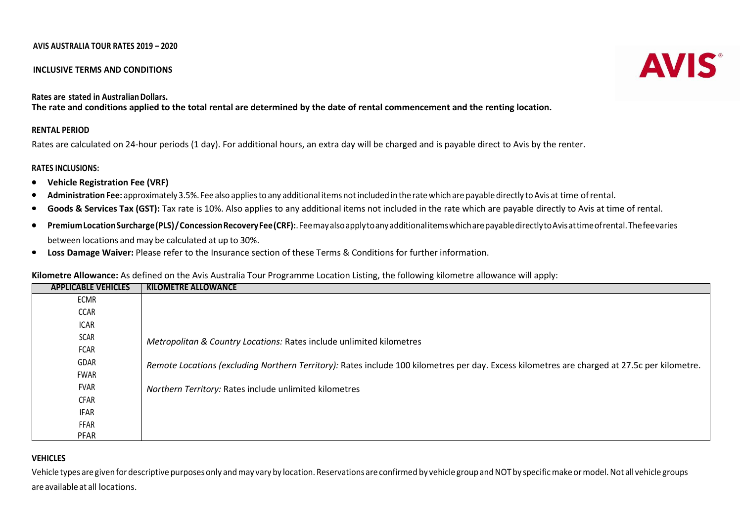# AVIS AUSTRALIA TOUR RATES 2019 – 2020

## INCLUSIVE TERMS AND CONDITIONS

**Rates are stated in Australian Dollars.**
**The rate and conditions applied to the total rental are determined by the date of rental commencement and the renting location.**

### RENTAL PERIOD

Rates are calculated on 24-hour periods (1 day). For additional hours, an extra day will be charged and is payable direct to Avis by the renter.

### RATES INCLUSIONS:

- **Vehicle Registration Fee (VRF)**
- **Administration Fee:** approximately 3.5%. Fee also applies to any additional items not included in the rate which are payable directly to Avis at time of rental.
- **Goods & Services Tax (GST):** Tax rate is 10%. Also applies to any additional items not included in the rate which are payable directly to Avis at time of rental.
- **Premium Location Surcharge (PLS) / Concession Recovery Fee (CRF):**. Fee may also apply to any additional items which are payable directly to Avis at time of rental. The fee varies between locations and may be calculated at up to 30%.
- **Loss Damage Waiver:** Please refer to the Insurance section of these Terms & Conditions for further information.

**Kilometre Allowance:** As defined on the Avis Australia Tour Programme Location Listing, the following kilometre allowance will apply:

| APPLICABLE VEHICLES | KILOMETRE ALLOWANCE |
|---|---|
| ECMR<br>CCAR<br>ICAR<br>SCAR<br>FCAR<br>GDAR<br>FWAR<br>FVAR<br>CFAR<br>IFAR<br>FFAR<br>PFAR | *Metropolitan & Country Locations:* Rates include unlimited kilometres<br><br>*Remote Locations (excluding Northern Territory):* Rates include 100 kilometres per day. Excess kilometres are charged at 27.5c per kilometre.<br><br>*Northern Territory:* Rates include unlimited kilometres |

### VEHICLES

Vehicle types are given for descriptive purposes only and may vary by location. Reservations are confirmed by vehicle group and NOT by specific make or model. Not all vehicle groups are available at all locations.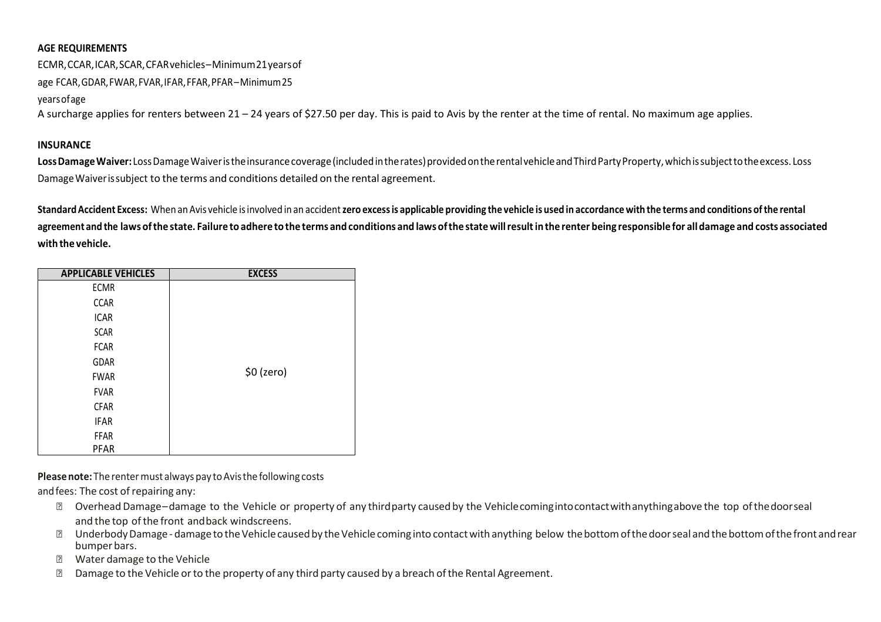**AGE REQUIREMENTS**

ECMR, CCAR, ICAR, SCAR, CFAR vehicles – Minimum 21 years of age FCAR, GDAR, FWAR, FVAR, IFAR, FFAR, PFAR – Minimum 25 years of age

A surcharge applies for renters between 21 – 24 years of $27.50 per day. This is paid to Avis by the renter at the time of rental. No maximum age applies.

**INSURANCE**

**Loss Damage Waiver:** Loss Damage Waiver is the insurance coverage (included in the rates) provided on the rental vehicle and Third Party Property, which is subject to the excess. Loss Damage Waiver is subject to the terms and conditions detailed on the rental agreement.

**Standard Accident Excess:** When an Avis vehicle is involved in an accident **zero excess is applicable providing the vehicle is used in accordance with the terms and conditions of the rental agreement and the laws of the state. Failure to adhere to the terms and conditions and laws of the state will result in the renter being responsible for all damage and costs associated with the vehicle.**

| APPLICABLE VEHICLES | EXCESS |
|---|---|
| ECMR | $0 (zero) |
| CCAR | |
| ICAR | |
| SCAR | |
| FCAR | |
| GDAR | |
| FWAR | |
| FVAR | |
| CFAR | |
| IFAR | |
| FFAR | |
| PFAR | |

**Please note:** The renter must always pay to Avis the following costs and fees: The cost of repairing any:

- Overhead Damage – damage to the Vehicle or property of any third party caused by the Vehicle coming into contact with anything above the top of the door seal and the top of the front and back windscreens.
- Underbody Damage - damage to the Vehicle caused by the Vehicle coming into contact with anything below the bottom of the door seal and the bottom of the front and rear bumper bars.
- Water damage to the Vehicle
- Damage to the Vehicle or to the property of any third party caused by a breach of the Rental Agreement.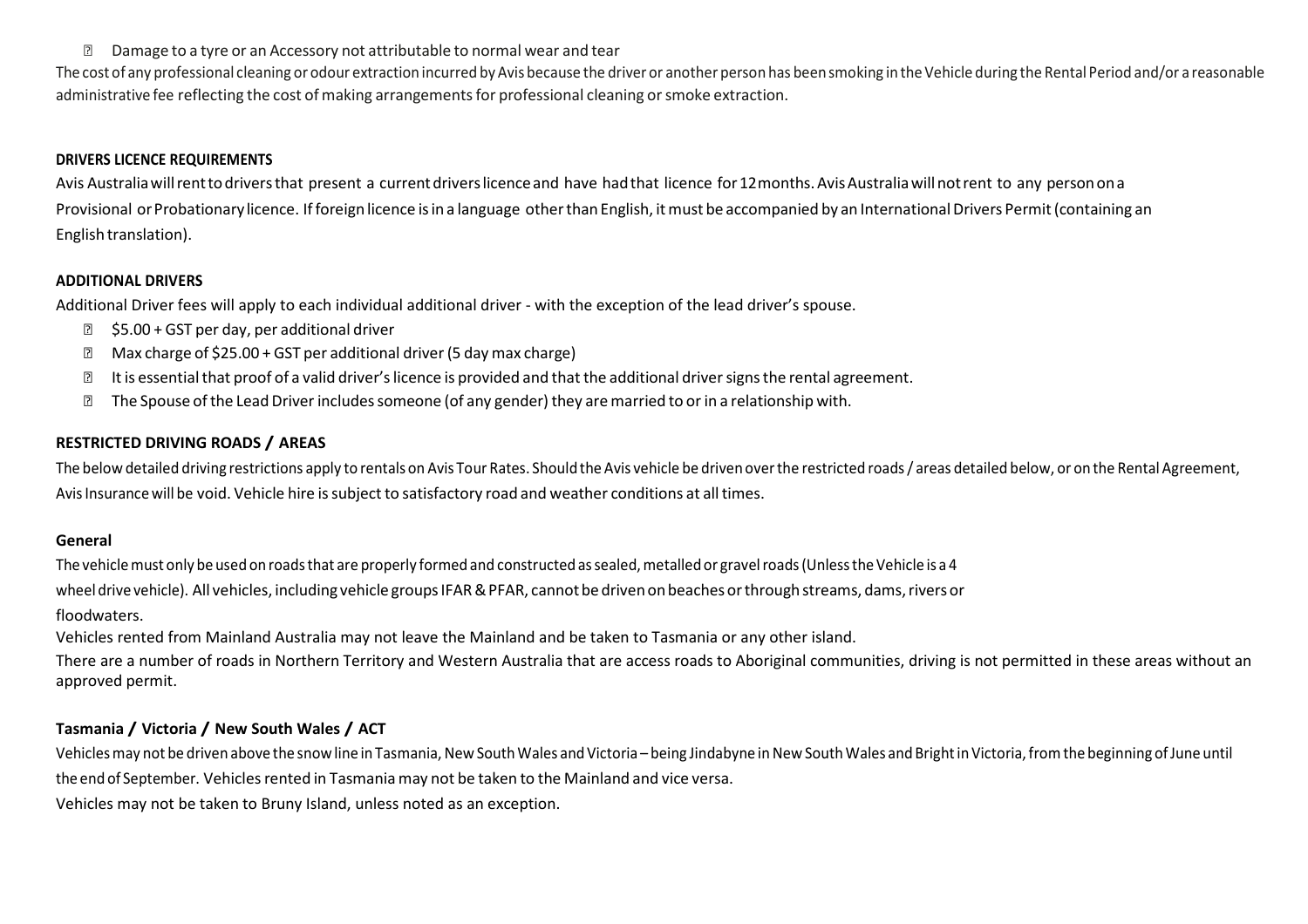- Damage to a tyre or an Accessory not attributable to normal wear and tear

The cost of any professional cleaning or odour extraction incurred by Avis because the driver or another person has been smoking in the Vehicle during the Rental Period and/or a reasonable administrative fee reflecting the cost of making arrangements for professional cleaning or smoke extraction.

**DRIVERS LICENCE REQUIREMENTS**

Avis Australia will rent to drivers that present a current drivers licence and have had that licence for 12 months. Avis Australia will not rent to any person on a Provisional or Probationary licence. If foreign licence is in a language other than English, it must be accompanied by an International Drivers Permit (containing an English translation).

**ADDITIONAL DRIVERS**

Additional Driver fees will apply to each individual additional driver - with the exception of the lead driver's spouse.

- $5.00 + GST per day, per additional driver
- Max charge of $25.00 + GST per additional driver (5 day max charge)
- It is essential that proof of a valid driver's licence is provided and that the additional driver signs the rental agreement.
- The Spouse of the Lead Driver includes someone (of any gender) they are married to or in a relationship with.

**RESTRICTED DRIVING ROADS / AREAS**

The below detailed driving restrictions apply to rentals on Avis Tour Rates. Should the Avis vehicle be driven over the restricted roads / areas detailed below, or on the Rental Agreement, Avis Insurance will be void. Vehicle hire is subject to satisfactory road and weather conditions at all times.

**General**

The vehicle must only be used on roads that are properly formed and constructed as sealed, metalled or gravel roads (Unless the Vehicle is a 4 wheel drive vehicle). All vehicles, including vehicle groups IFAR & PFAR, cannot be driven on beaches or through streams, dams, rivers or floodwaters.

Vehicles rented from Mainland Australia may not leave the Mainland and be taken to Tasmania or any other island.

There are a number of roads in Northern Territory and Western Australia that are access roads to Aboriginal communities, driving is not permitted in these areas without an approved permit.

**Tasmania / Victoria / New South Wales / ACT**

Vehicles may not be driven above the snow line in Tasmania, New South Wales and Victoria – being Jindabyne in New South Wales and Bright in Victoria, from the beginning of June until the end of September. Vehicles rented in Tasmania may not be taken to the Mainland and vice versa.

Vehicles may not be taken to Bruny Island, unless noted as an exception.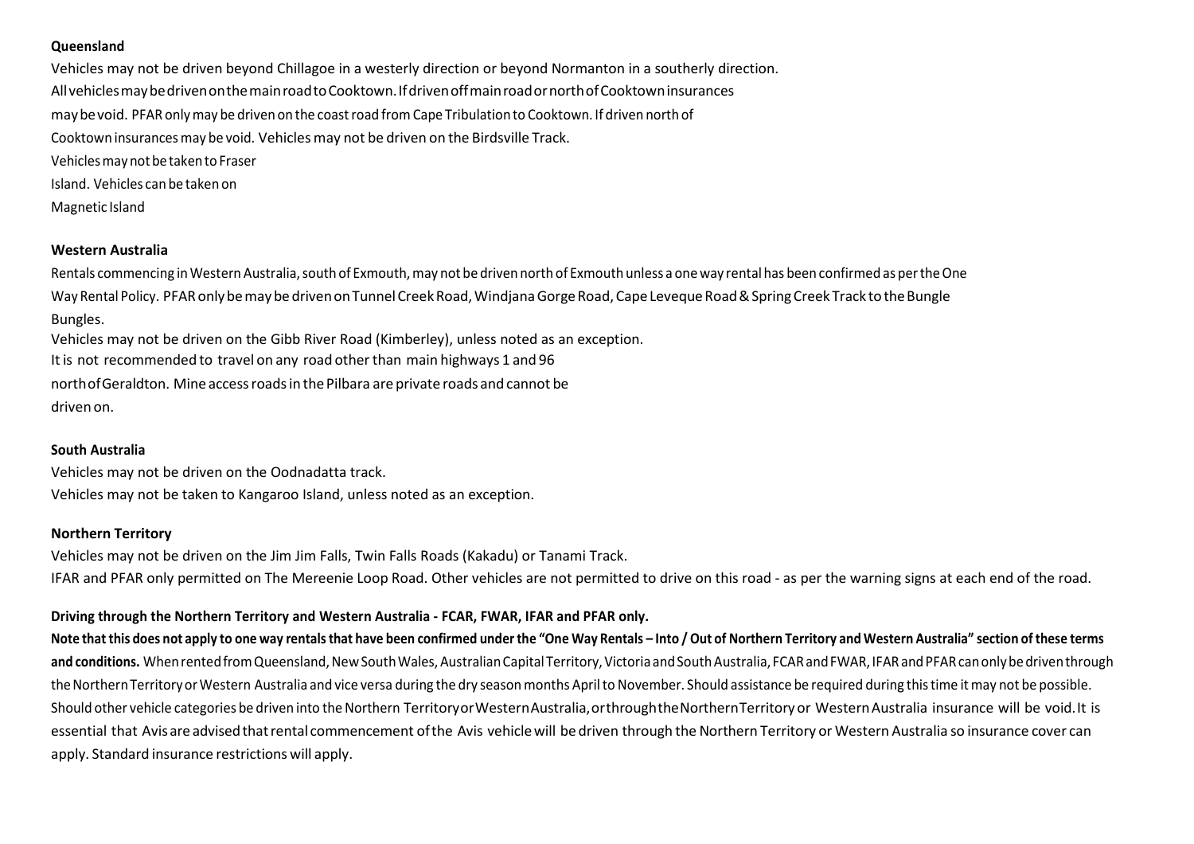**Queensland**

Vehicles may not be driven beyond Chillagoe in a westerly direction or beyond Normanton in a southerly direction.
All vehicles may be driven on the main road to Cooktown. If driven off main road or north of Cooktown insurances may be void. PFAR only may be driven on the coast road from Cape Tribulation to Cooktown. If driven north of Cooktown insurances may be void. Vehicles may not be driven on the Birdsville Track.
Vehicles may not be taken to Fraser Island. Vehicles can be taken on Magnetic Island

**Western Australia**

Rentals commencing in Western Australia, south of Exmouth, may not be driven north of Exmouth unless a one way rental has been confirmed as per the One Way Rental Policy. PFAR only be may be driven on Tunnel Creek Road, Windjana Gorge Road, Cape Leveque Road & Spring Creek Track to the Bungle Bungles.
Vehicles may not be driven on the Gibb River Road (Kimberley), unless noted as an exception.
It is not recommended to travel on any road other than main highways 1 and 96 north of Geraldton. Mine access roads in the Pilbara are private roads and cannot be driven on.

**South Australia**

Vehicles may not be driven on the Oodnadatta track.
Vehicles may not be taken to Kangaroo Island, unless noted as an exception.

**Northern Territory**

Vehicles may not be driven on the Jim Jim Falls, Twin Falls Roads (Kakadu) or Tanami Track.
IFAR and PFAR only permitted on The Mereenie Loop Road. Other vehicles are not permitted to drive on this road - as per the warning signs at each end of the road.

**Driving through the Northern Territory and Western Australia - FCAR, FWAR, IFAR and PFAR only.**

**Note that this does not apply to one way rentals that have been confirmed under the "One Way Rentals – Into / Out of Northern Territory and Western Australia" section of these terms and conditions.** When rented from Queensland, New South Wales, Australian Capital Territory, Victoria and South Australia, FCAR and FWAR, IFAR and PFAR can only be driven through the Northern Territory or Western Australia and vice versa during the dry season months April to November. Should assistance be required during this time it may not be possible. Should other vehicle categories be driven into the Northern Territory or Western Australia, or through the Northern Territory or Western Australia insurance will be void. It is essential that Avis are advised that rental commencement of the Avis vehicle will be driven through the Northern Territory or Western Australia so insurance cover can apply. Standard insurance restrictions will apply.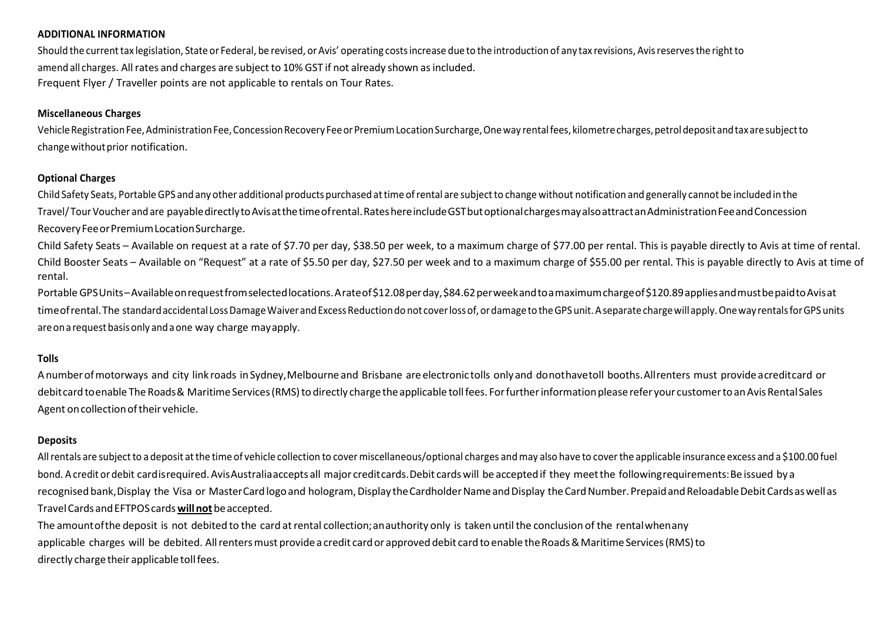**ADDITIONAL INFORMATION**

Should the current tax legislation, State or Federal, be revised, or Avis' operating costs increase due to the introduction of any tax revisions, Avis reserves the right to amend all charges. All rates and charges are subject to 10% GST if not already shown as included.
Frequent Flyer / Traveller points are not applicable to rentals on Tour Rates.

**Miscellaneous Charges**

Vehicle Registration Fee, Administration Fee, Concession Recovery Fee or Premium Location Surcharge, One way rental fees, kilometre charges, petrol deposit and tax are subject to change without prior notification.

**Optional Charges**

Child Safety Seats, Portable GPS and any other additional products purchased at time of rental are subject to change without notification and generally cannot be included in the Travel/Tour Voucher and are payable directly to Avis at the time of rental. Rates here include GST but optional charges may also attract an Administration Fee and Concession Recovery Fee or Premium Location Surcharge.

Child Safety Seats – Available on request at a rate of $7.70 per day, $38.50 per week, to a maximum charge of $77.00 per rental. This is payable directly to Avis at time of rental.

Child Booster Seats – Available on "Request" at a rate of $5.50 per day, $27.50 per week and to a maximum charge of $55.00 per rental. This is payable directly to Avis at time of rental.

Portable GPS Units – Available on request from selected locations. A rate of $12.08 per day, $84.62 per week and to a maximum charge of $120.89 applies and must be paid to Avis at time of rental. The standard accidental Loss Damage Waiver and Excess Reduction do not cover loss of, or damage to the GPS unit. A separate charge will apply. One way rentals for GPS units are on a request basis only and a one way charge may apply.

**Tolls**

A number of motorways and city link roads in Sydney, Melbourne and Brisbane are electronic tolls only and do not have toll booths. All renters must provide a credit card or debit card to enable The Roads & Maritime Services (RMS) to directly charge the applicable toll fees. For further information please refer your customer to an Avis Rental Sales Agent on collection of their vehicle.

**Deposits**

All rentals are subject to a deposit at the time of vehicle collection to cover miscellaneous/optional charges and may also have to cover the applicable insurance excess and a $100.00 fuel bond. A credit or debit card is required. Avis Australia accepts all major credit cards. Debit cards will be accepted if they meet the following requirements: Be issued by a recognised bank, Display the Visa or MasterCard logo and hologram, Display the Cardholder Name and Display the Card Number. Prepaid and Reloadable Debit Cards as well as Travel Cards and EFTPOS cards **<u>will not</u>** be accepted.

The amount of the deposit is not debited to the card at rental collection; an authority only is taken until the conclusion of the rental when any applicable charges will be debited. All renters must provide a credit card or approved debit card to enable the Roads & Maritime Services (RMS) to directly charge their applicable toll fees.